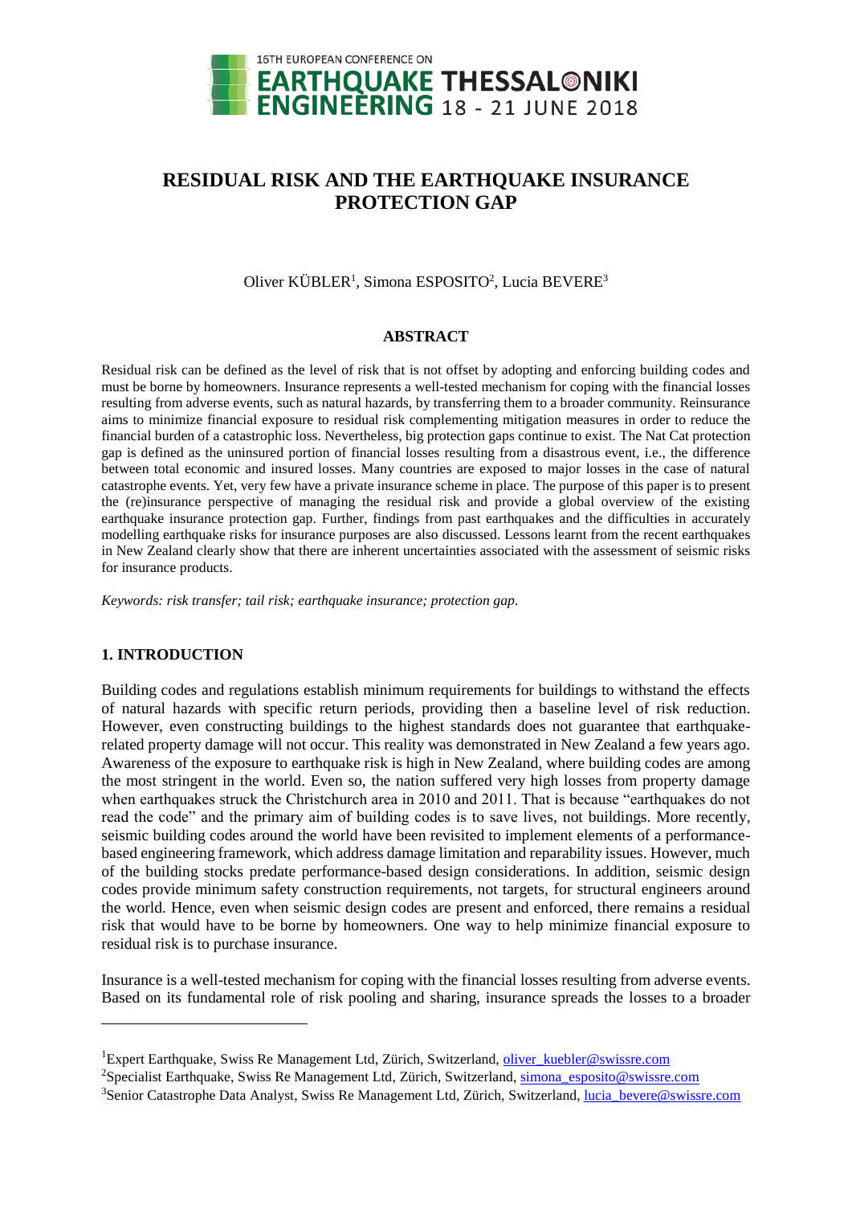# RESIDUAL RISK AND THE EARTHQUAKE INSURANCE PROTECTION GAP

Oliver KÜBLER[1], Simona ESPOSITO[2], Lucia BEVERE[3]

## ABSTRACT

Residual risk can be defined as the level of risk that is not offset by adopting and enforcing building codes and must be borne by homeowners. Insurance represents a well-tested mechanism for coping with the financial losses resulting from adverse events, such as natural hazards, by transferring them to a broader community. Reinsurance aims to minimize financial exposure to residual risk complementing mitigation measures in order to reduce the financial burden of a catastrophic loss. Nevertheless, big protection gaps continue to exist. The Nat Cat protection gap is defined as the uninsured portion of financial losses resulting from a disastrous event, i.e., the difference between total economic and insured losses. Many countries are exposed to major losses in the case of natural catastrophe events. Yet, very few have a private insurance scheme in place. The purpose of this paper is to present the (re)insurance perspective of managing the residual risk and provide a global overview of the existing earthquake insurance protection gap. Further, findings from past earthquakes and the difficulties in accurately modelling earthquake risks for insurance purposes are also discussed. Lessons learnt from the recent earthquakes in New Zealand clearly show that there are inherent uncertainties associated with the assessment of seismic risks for insurance products.

*Keywords: risk transfer; tail risk; earthquake insurance; protection gap.*

## 1. INTRODUCTION

Building codes and regulations establish minimum requirements for buildings to withstand the effects of natural hazards with specific return periods, providing then a baseline level of risk reduction. However, even constructing buildings to the highest standards does not guarantee that earthquake-related property damage will not occur. This reality was demonstrated in New Zealand a few years ago. Awareness of the exposure to earthquake risk is high in New Zealand, where building codes are among the most stringent in the world. Even so, the nation suffered very high losses from property damage when earthquakes struck the Christchurch area in 2010 and 2011. That is because "earthquakes do not read the code" and the primary aim of building codes is to save lives, not buildings. More recently, seismic building codes around the world have been revisited to implement elements of a performance-based engineering framework, which address damage limitation and reparability issues. However, much of the building stocks predate performance-based design considerations. In addition, seismic design codes provide minimum safety construction requirements, not targets, for structural engineers around the world. Hence, even when seismic design codes are present and enforced, there remains a residual risk that would have to be borne by homeowners. One way to help minimize financial exposure to residual risk is to purchase insurance.

Insurance is a well-tested mechanism for coping with the financial losses resulting from adverse events. Based on its fundamental role of risk pooling and sharing, insurance spreads the losses to a broader

---

[1]Expert Earthquake, Swiss Re Management Ltd, Zürich, Switzerland, oliver_kuebler@swissre.com

[2]Specialist Earthquake, Swiss Re Management Ltd, Zürich, Switzerland, simona_esposito@swissre.com

[3]Senior Catastrophe Data Analyst, Swiss Re Management Ltd, Zürich, Switzerland, lucia_bevere@swissre.com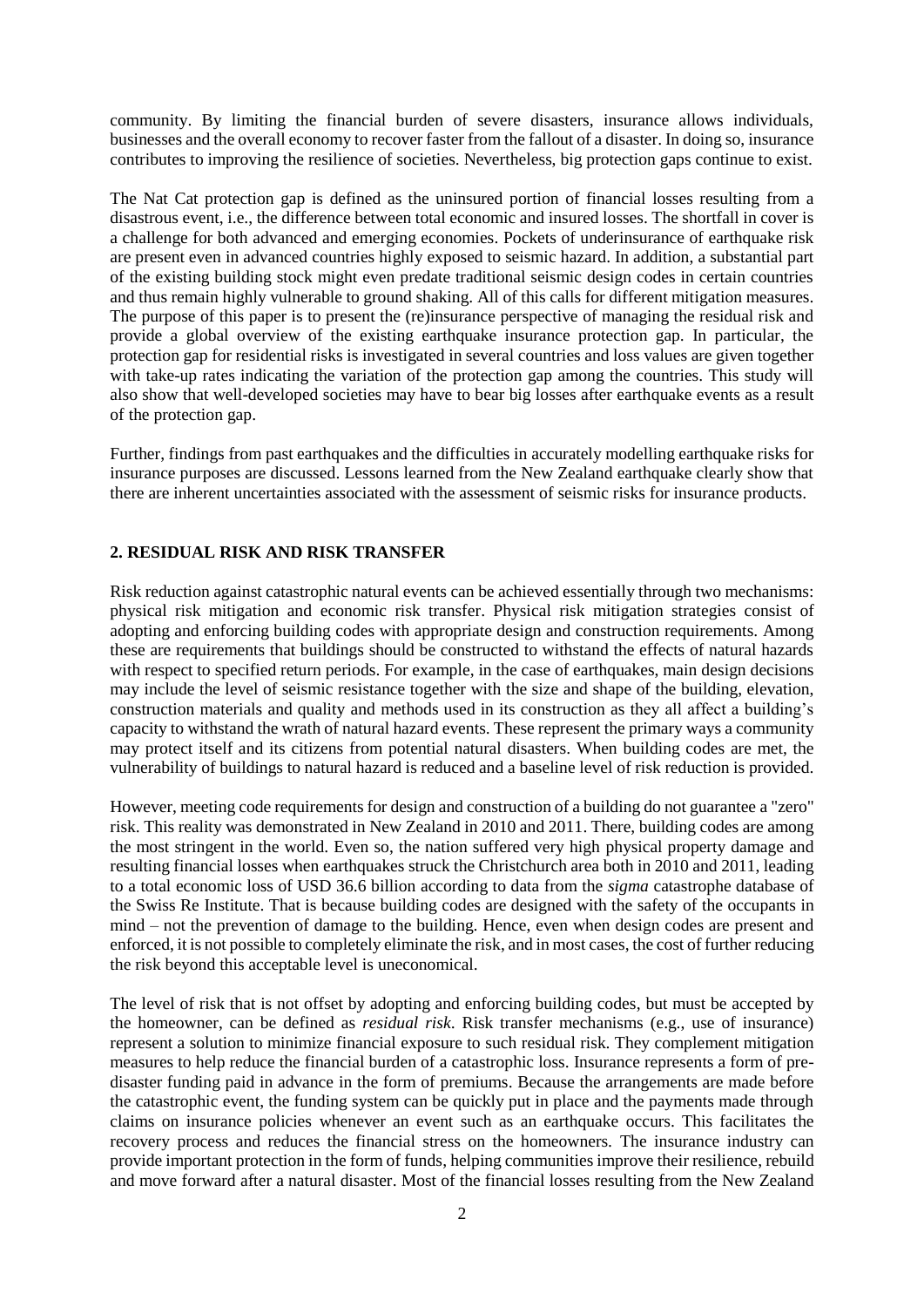community. By limiting the financial burden of severe disasters, insurance allows individuals, businesses and the overall economy to recover faster from the fallout of a disaster. In doing so, insurance contributes to improving the resilience of societies. Nevertheless, big protection gaps continue to exist.

The Nat Cat protection gap is defined as the uninsured portion of financial losses resulting from a disastrous event, i.e., the difference between total economic and insured losses. The shortfall in cover is a challenge for both advanced and emerging economies. Pockets of underinsurance of earthquake risk are present even in advanced countries highly exposed to seismic hazard. In addition, a substantial part of the existing building stock might even predate traditional seismic design codes in certain countries and thus remain highly vulnerable to ground shaking. All of this calls for different mitigation measures. The purpose of this paper is to present the (re)insurance perspective of managing the residual risk and provide a global overview of the existing earthquake insurance protection gap. In particular, the protection gap for residential risks is investigated in several countries and loss values are given together with take-up rates indicating the variation of the protection gap among the countries. This study will also show that well-developed societies may have to bear big losses after earthquake events as a result of the protection gap.

Further, findings from past earthquakes and the difficulties in accurately modelling earthquake risks for insurance purposes are discussed. Lessons learned from the New Zealand earthquake clearly show that there are inherent uncertainties associated with the assessment of seismic risks for insurance products.

## 2. RESIDUAL RISK AND RISK TRANSFER

Risk reduction against catastrophic natural events can be achieved essentially through two mechanisms: physical risk mitigation and economic risk transfer. Physical risk mitigation strategies consist of adopting and enforcing building codes with appropriate design and construction requirements. Among these are requirements that buildings should be constructed to withstand the effects of natural hazards with respect to specified return periods. For example, in the case of earthquakes, main design decisions may include the level of seismic resistance together with the size and shape of the building, elevation, construction materials and quality and methods used in its construction as they all affect a building's capacity to withstand the wrath of natural hazard events. These represent the primary ways a community may protect itself and its citizens from potential natural disasters. When building codes are met, the vulnerability of buildings to natural hazard is reduced and a baseline level of risk reduction is provided.

However, meeting code requirements for design and construction of a building do not guarantee a "zero" risk. This reality was demonstrated in New Zealand in 2010 and 2011. There, building codes are among the most stringent in the world. Even so, the nation suffered very high physical property damage and resulting financial losses when earthquakes struck the Christchurch area both in 2010 and 2011, leading to a total economic loss of USD 36.6 billion according to data from the *sigma* catastrophe database of the Swiss Re Institute. That is because building codes are designed with the safety of the occupants in mind – not the prevention of damage to the building. Hence, even when design codes are present and enforced, it is not possible to completely eliminate the risk, and in most cases, the cost of further reducing the risk beyond this acceptable level is uneconomical.

The level of risk that is not offset by adopting and enforcing building codes, but must be accepted by the homeowner, can be defined as *residual risk*. Risk transfer mechanisms (e.g., use of insurance) represent a solution to minimize financial exposure to such residual risk. They complement mitigation measures to help reduce the financial burden of a catastrophic loss. Insurance represents a form of pre-disaster funding paid in advance in the form of premiums. Because the arrangements are made before the catastrophic event, the funding system can be quickly put in place and the payments made through claims on insurance policies whenever an event such as an earthquake occurs. This facilitates the recovery process and reduces the financial stress on the homeowners. The insurance industry can provide important protection in the form of funds, helping communities improve their resilience, rebuild and move forward after a natural disaster. Most of the financial losses resulting from the New Zealand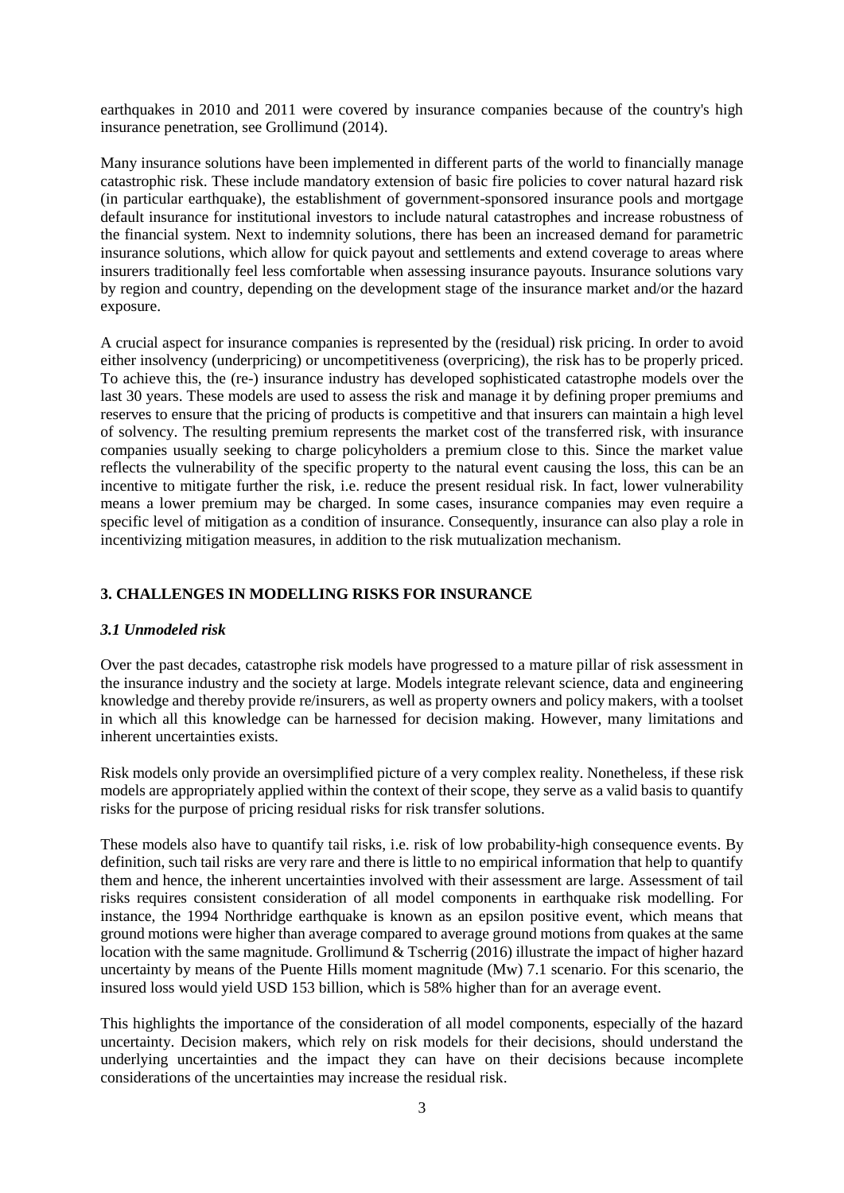earthquakes in 2010 and 2011 were covered by insurance companies because of the country's high insurance penetration, see Grollimund (2014).

Many insurance solutions have been implemented in different parts of the world to financially manage catastrophic risk. These include mandatory extension of basic fire policies to cover natural hazard risk (in particular earthquake), the establishment of government-sponsored insurance pools and mortgage default insurance for institutional investors to include natural catastrophes and increase robustness of the financial system. Next to indemnity solutions, there has been an increased demand for parametric insurance solutions, which allow for quick payout and settlements and extend coverage to areas where insurers traditionally feel less comfortable when assessing insurance payouts. Insurance solutions vary by region and country, depending on the development stage of the insurance market and/or the hazard exposure.

A crucial aspect for insurance companies is represented by the (residual) risk pricing. In order to avoid either insolvency (underpricing) or uncompetitiveness (overpricing), the risk has to be properly priced. To achieve this, the (re-) insurance industry has developed sophisticated catastrophe models over the last 30 years. These models are used to assess the risk and manage it by defining proper premiums and reserves to ensure that the pricing of products is competitive and that insurers can maintain a high level of solvency. The resulting premium represents the market cost of the transferred risk, with insurance companies usually seeking to charge policyholders a premium close to this. Since the market value reflects the vulnerability of the specific property to the natural event causing the loss, this can be an incentive to mitigate further the risk, i.e. reduce the present residual risk. In fact, lower vulnerability means a lower premium may be charged. In some cases, insurance companies may even require a specific level of mitigation as a condition of insurance. Consequently, insurance can also play a role in incentivizing mitigation measures, in addition to the risk mutualization mechanism.

## 3. CHALLENGES IN MODELLING RISKS FOR INSURANCE

### *3.1 Unmodeled risk*

Over the past decades, catastrophe risk models have progressed to a mature pillar of risk assessment in the insurance industry and the society at large. Models integrate relevant science, data and engineering knowledge and thereby provide re/insurers, as well as property owners and policy makers, with a toolset in which all this knowledge can be harnessed for decision making. However, many limitations and inherent uncertainties exists.

Risk models only provide an oversimplified picture of a very complex reality. Nonetheless, if these risk models are appropriately applied within the context of their scope, they serve as a valid basis to quantify risks for the purpose of pricing residual risks for risk transfer solutions.

These models also have to quantify tail risks, i.e. risk of low probability-high consequence events. By definition, such tail risks are very rare and there is little to no empirical information that help to quantify them and hence, the inherent uncertainties involved with their assessment are large. Assessment of tail risks requires consistent consideration of all model components in earthquake risk modelling. For instance, the 1994 Northridge earthquake is known as an epsilon positive event, which means that ground motions were higher than average compared to average ground motions from quakes at the same location with the same magnitude. Grollimund & Tscherrig (2016) illustrate the impact of higher hazard uncertainty by means of the Puente Hills moment magnitude (Mw) 7.1 scenario. For this scenario, the insured loss would yield USD 153 billion, which is 58% higher than for an average event.

This highlights the importance of the consideration of all model components, especially of the hazard uncertainty. Decision makers, which rely on risk models for their decisions, should understand the underlying uncertainties and the impact they can have on their decisions because incomplete considerations of the uncertainties may increase the residual risk.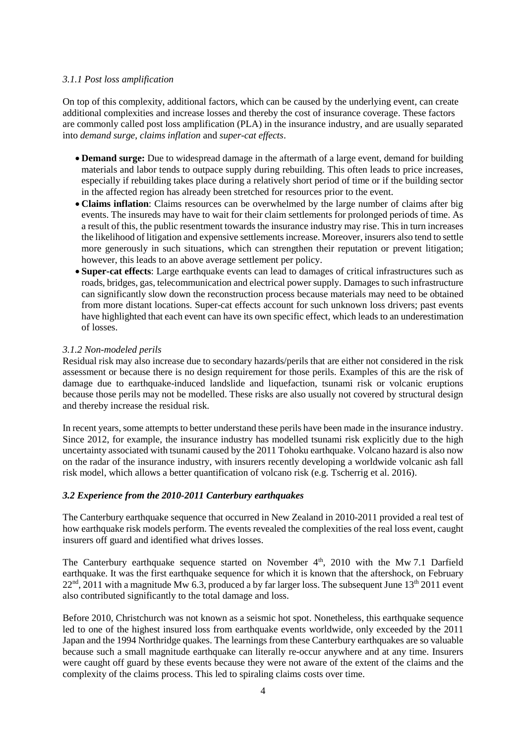#### *3.1.1 Post loss amplification*

On top of this complexity, additional factors, which can be caused by the underlying event, can create additional complexities and increase losses and thereby the cost of insurance coverage. These factors are commonly called post loss amplification (PLA) in the insurance industry, and are usually separated into *demand surge*, *claims inflation* and *super-cat effects*.

- **Demand surge:** Due to widespread damage in the aftermath of a large event, demand for building materials and labor tends to outpace supply during rebuilding. This often leads to price increases, especially if rebuilding takes place during a relatively short period of time or if the building sector in the affected region has already been stretched for resources prior to the event.
- **Claims inflation**: Claims resources can be overwhelmed by the large number of claims after big events. The insureds may have to wait for their claim settlements for prolonged periods of time. As a result of this, the public resentment towards the insurance industry may rise. This in turn increases the likelihood of litigation and expensive settlements increase. Moreover, insurers also tend to settle more generously in such situations, which can strengthen their reputation or prevent litigation; however, this leads to an above average settlement per policy.
- **Super-cat effects**: Large earthquake events can lead to damages of critical infrastructures such as roads, bridges, gas, telecommunication and electrical power supply. Damages to such infrastructure can significantly slow down the reconstruction process because materials may need to be obtained from more distant locations. Super-cat effects account for such unknown loss drivers; past events have highlighted that each event can have its own specific effect, which leads to an underestimation of losses.

#### *3.1.2 Non-modeled perils*

Residual risk may also increase due to secondary hazards/perils that are either not considered in the risk assessment or because there is no design requirement for those perils. Examples of this are the risk of damage due to earthquake-induced landslide and liquefaction, tsunami risk or volcanic eruptions because those perils may not be modelled. These risks are also usually not covered by structural design and thereby increase the residual risk.

In recent years, some attempts to better understand these perils have been made in the insurance industry. Since 2012, for example, the insurance industry has modelled tsunami risk explicitly due to the high uncertainty associated with tsunami caused by the 2011 Tohoku earthquake. Volcano hazard is also now on the radar of the insurance industry, with insurers recently developing a worldwide volcanic ash fall risk model, which allows a better quantification of volcano risk (e.g. Tscherrig et al. 2016).

### *3.2 Experience from the 2010-2011 Canterbury earthquakes*

The Canterbury earthquake sequence that occurred in New Zealand in 2010-2011 provided a real test of how earthquake risk models perform. The events revealed the complexities of the real loss event, caught insurers off guard and identified what drives losses.

The Canterbury earthquake sequence started on November 4th, 2010 with the Mw 7.1 Darfield earthquake. It was the first earthquake sequence for which it is known that the aftershock, on February 22nd, 2011 with a magnitude Mw 6.3, produced a by far larger loss. The subsequent June 13th 2011 event also contributed significantly to the total damage and loss.

Before 2010, Christchurch was not known as a seismic hot spot. Nonetheless, this earthquake sequence led to one of the highest insured loss from earthquake events worldwide, only exceeded by the 2011 Japan and the 1994 Northridge quakes. The learnings from these Canterbury earthquakes are so valuable because such a small magnitude earthquake can literally re-occur anywhere and at any time. Insurers were caught off guard by these events because they were not aware of the extent of the claims and the complexity of the claims process. This led to spiraling claims costs over time.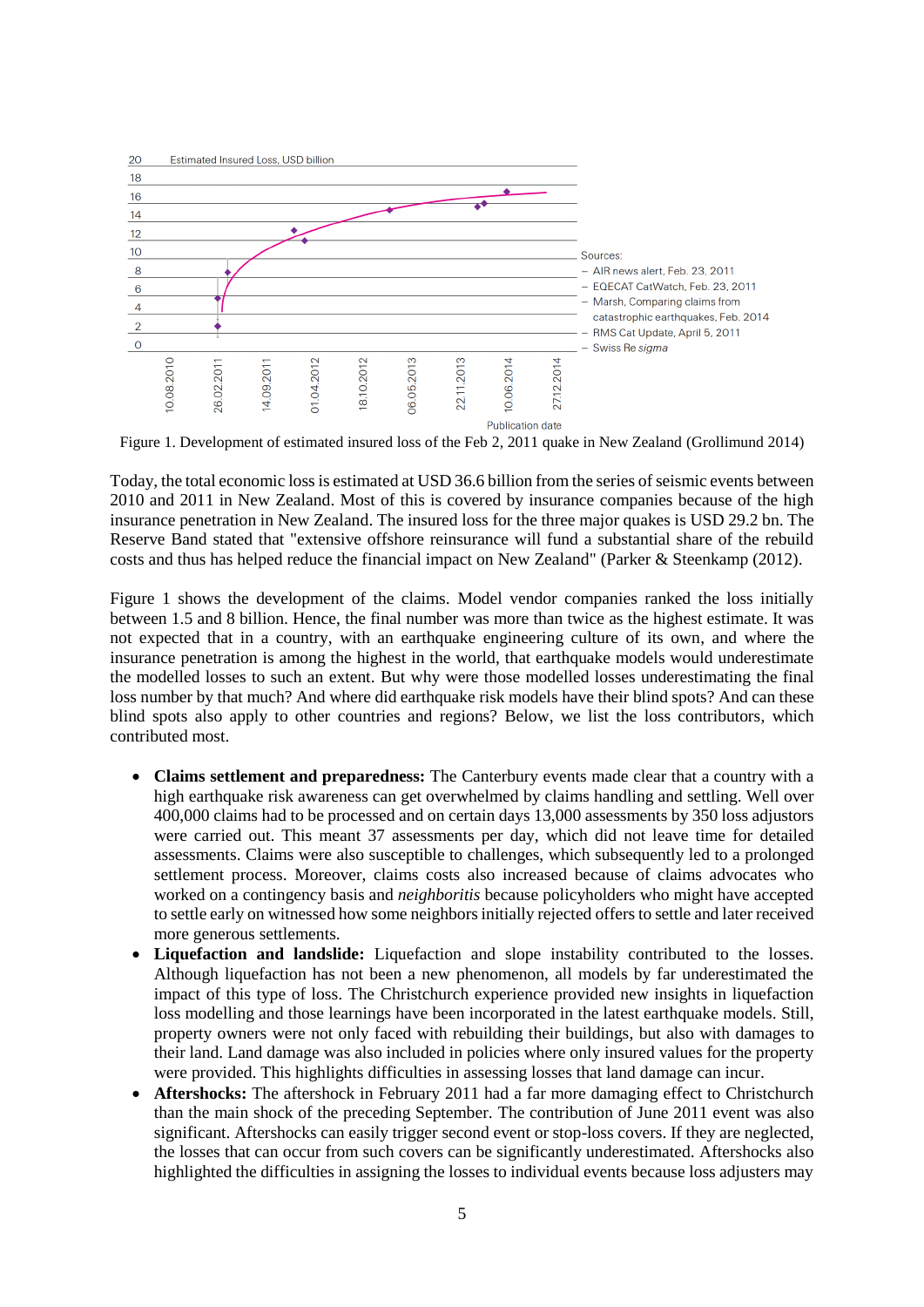Figure 1. Development of estimated insured loss of the Feb 2, 2011 quake in New Zealand (Grollimund 2014)

Today, the total economic loss is estimated at USD 36.6 billion from the series of seismic events between 2010 and 2011 in New Zealand. Most of this is covered by insurance companies because of the high insurance penetration in New Zealand. The insured loss for the three major quakes is USD 29.2 bn. The Reserve Band stated that "extensive offshore reinsurance will fund a substantial share of the rebuild costs and thus has helped reduce the financial impact on New Zealand" (Parker & Steenkamp (2012).

Figure 1 shows the development of the claims. Model vendor companies ranked the loss initially between 1.5 and 8 billion. Hence, the final number was more than twice as the highest estimate. It was not expected that in a country, with an earthquake engineering culture of its own, and where the insurance penetration is among the highest in the world, that earthquake models would underestimate the modelled losses to such an extent. But why were those modelled losses underestimating the final loss number by that much? And where did earthquake risk models have their blind spots? And can these blind spots also apply to other countries and regions? Below, we list the loss contributors, which contributed most.

- **Claims settlement and preparedness:** The Canterbury events made clear that a country with a high earthquake risk awareness can get overwhelmed by claims handling and settling. Well over 400,000 claims had to be processed and on certain days 13,000 assessments by 350 loss adjustors were carried out. This meant 37 assessments per day, which did not leave time for detailed assessments. Claims were also susceptible to challenges, which subsequently led to a prolonged settlement process. Moreover, claims costs also increased because of claims advocates who worked on a contingency basis and *neighboritis* because policyholders who might have accepted to settle early on witnessed how some neighbors initially rejected offers to settle and later received more generous settlements.
- **Liquefaction and landslide:** Liquefaction and slope instability contributed to the losses. Although liquefaction has not been a new phenomenon, all models by far underestimated the impact of this type of loss. The Christchurch experience provided new insights in liquefaction loss modelling and those learnings have been incorporated in the latest earthquake models. Still, property owners were not only faced with rebuilding their buildings, but also with damages to their land. Land damage was also included in policies where only insured values for the property were provided. This highlights difficulties in assessing losses that land damage can incur.
- **Aftershocks:** The aftershock in February 2011 had a far more damaging effect to Christchurch than the main shock of the preceding September. The contribution of June 2011 event was also significant. Aftershocks can easily trigger second event or stop-loss covers. If they are neglected, the losses that can occur from such covers can be significantly underestimated. Aftershocks also highlighted the difficulties in assigning the losses to individual events because loss adjusters may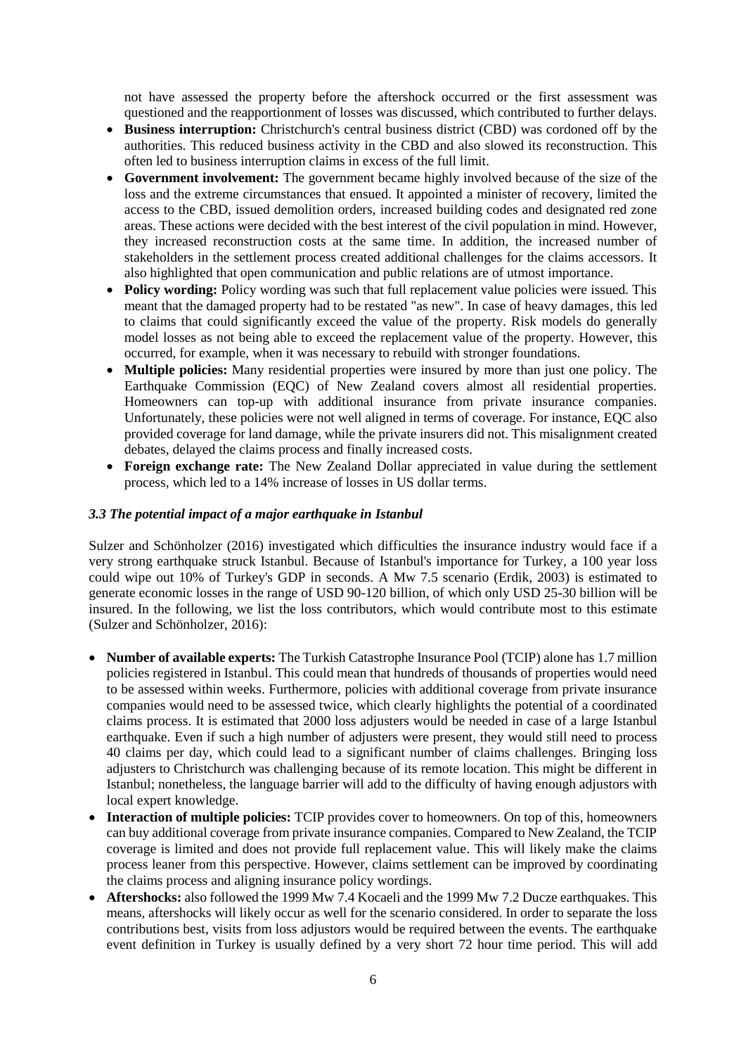not have assessed the property before the aftershock occurred or the first assessment was questioned and the reapportionment of losses was discussed, which contributed to further delays.

- **Business interruption:** Christchurch's central business district (CBD) was cordoned off by the authorities. This reduced business activity in the CBD and also slowed its reconstruction. This often led to business interruption claims in excess of the full limit.
- **Government involvement:** The government became highly involved because of the size of the loss and the extreme circumstances that ensued. It appointed a minister of recovery, limited the access to the CBD, issued demolition orders, increased building codes and designated red zone areas. These actions were decided with the best interest of the civil population in mind. However, they increased reconstruction costs at the same time. In addition, the increased number of stakeholders in the settlement process created additional challenges for the claims accessors. It also highlighted that open communication and public relations are of utmost importance.
- **Policy wording:** Policy wording was such that full replacement value policies were issued. This meant that the damaged property had to be restated "as new". In case of heavy damages, this led to claims that could significantly exceed the value of the property. Risk models do generally model losses as not being able to exceed the replacement value of the property. However, this occurred, for example, when it was necessary to rebuild with stronger foundations.
- **Multiple policies:** Many residential properties were insured by more than just one policy. The Earthquake Commission (EQC) of New Zealand covers almost all residential properties. Homeowners can top-up with additional insurance from private insurance companies. Unfortunately, these policies were not well aligned in terms of coverage. For instance, EQC also provided coverage for land damage, while the private insurers did not. This misalignment created debates, delayed the claims process and finally increased costs.
- **Foreign exchange rate:** The New Zealand Dollar appreciated in value during the settlement process, which led to a 14% increase of losses in US dollar terms.

### *3.3 The potential impact of a major earthquake in Istanbul*

Sulzer and Schönholzer (2016) investigated which difficulties the insurance industry would face if a very strong earthquake struck Istanbul. Because of Istanbul's importance for Turkey, a 100 year loss could wipe out 10% of Turkey's GDP in seconds. A Mw 7.5 scenario (Erdik, 2003) is estimated to generate economic losses in the range of USD 90-120 billion, of which only USD 25-30 billion will be insured. In the following, we list the loss contributors, which would contribute most to this estimate (Sulzer and Schönholzer, 2016):

- **Number of available experts:** The Turkish Catastrophe Insurance Pool (TCIP) alone has 1.7 million policies registered in Istanbul. This could mean that hundreds of thousands of properties would need to be assessed within weeks. Furthermore, policies with additional coverage from private insurance companies would need to be assessed twice, which clearly highlights the potential of a coordinated claims process. It is estimated that 2000 loss adjusters would be needed in case of a large Istanbul earthquake. Even if such a high number of adjusters were present, they would still need to process 40 claims per day, which could lead to a significant number of claims challenges. Bringing loss adjusters to Christchurch was challenging because of its remote location. This might be different in Istanbul; nonetheless, the language barrier will add to the difficulty of having enough adjustors with local expert knowledge.
- **Interaction of multiple policies:** TCIP provides cover to homeowners. On top of this, homeowners can buy additional coverage from private insurance companies. Compared to New Zealand, the TCIP coverage is limited and does not provide full replacement value. This will likely make the claims process leaner from this perspective. However, claims settlement can be improved by coordinating the claims process and aligning insurance policy wordings.
- **Aftershocks:** also followed the 1999 Mw 7.4 Kocaeli and the 1999 Mw 7.2 Ducze earthquakes. This means, aftershocks will likely occur as well for the scenario considered. In order to separate the loss contributions best, visits from loss adjustors would be required between the events. The earthquake event definition in Turkey is usually defined by a very short 72 hour time period. This will add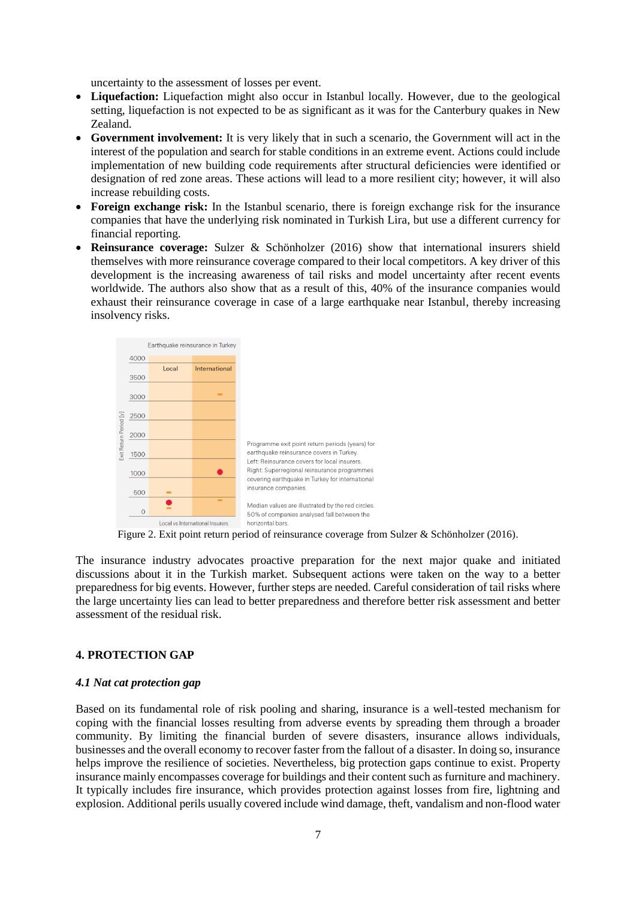uncertainty to the assessment of losses per event.

- **Liquefaction:** Liquefaction might also occur in Istanbul locally. However, due to the geological setting, liquefaction is not expected to be as significant as it was for the Canterbury quakes in New Zealand.
- **Government involvement:** It is very likely that in such a scenario, the Government will act in the interest of the population and search for stable conditions in an extreme event. Actions could include implementation of new building code requirements after structural deficiencies were identified or designation of red zone areas. These actions will lead to a more resilient city; however, it will also increase rebuilding costs.
- **Foreign exchange risk:** In the Istanbul scenario, there is foreign exchange risk for the insurance companies that have the underlying risk nominated in Turkish Lira, but use a different currency for financial reporting.
- **Reinsurance coverage:** Sulzer & Schönholzer (2016) show that international insurers shield themselves with more reinsurance coverage compared to their local competitors. A key driver of this development is the increasing awareness of tail risks and model uncertainty after recent events worldwide. The authors also show that as a result of this, 40% of the insurance companies would exhaust their reinsurance coverage in case of a large earthquake near Istanbul, thereby increasing insolvency risks.

Earthquake reinsurance in Turkey

Programme exit point return periods (years) for earthquake reinsurance covers in Turkey.
Left: Reinsurance covers for local insurers.
Right: Superregional reinsurance programmes covering earthquake in Turkey for international insurance companies.

Median values are illustrated by the red circles. 50% of companies analysed fall between the horizontal bars.

Figure 2. Exit point return period of reinsurance coverage from Sulzer & Schönholzer (2016).

The insurance industry advocates proactive preparation for the next major quake and initiated discussions about it in the Turkish market. Subsequent actions were taken on the way to a better preparedness for big events. However, further steps are needed. Careful consideration of tail risks where the large uncertainty lies can lead to better preparedness and therefore better risk assessment and better assessment of the residual risk.

## 4. PROTECTION GAP

### *4.1 Nat cat protection gap*

Based on its fundamental role of risk pooling and sharing, insurance is a well-tested mechanism for coping with the financial losses resulting from adverse events by spreading them through a broader community. By limiting the financial burden of severe disasters, insurance allows individuals, businesses and the overall economy to recover faster from the fallout of a disaster. In doing so, insurance helps improve the resilience of societies. Nevertheless, big protection gaps continue to exist. Property insurance mainly encompasses coverage for buildings and their content such as furniture and machinery. It typically includes fire insurance, which provides protection against losses from fire, lightning and explosion. Additional perils usually covered include wind damage, theft, vandalism and non-flood water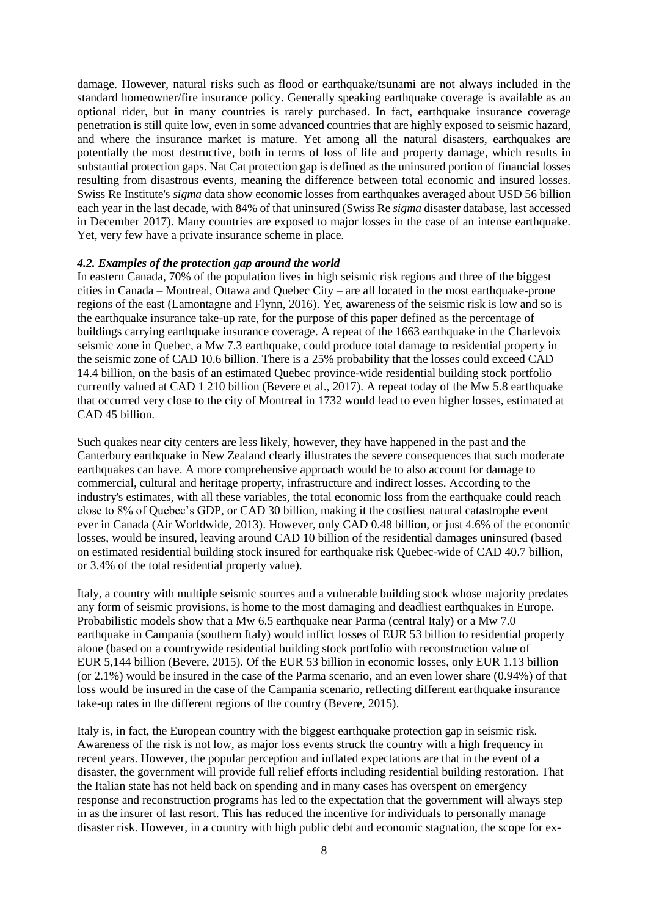damage. However, natural risks such as flood or earthquake/tsunami are not always included in the standard homeowner/fire insurance policy. Generally speaking earthquake coverage is available as an optional rider, but in many countries is rarely purchased. In fact, earthquake insurance coverage penetration is still quite low, even in some advanced countries that are highly exposed to seismic hazard, and where the insurance market is mature. Yet among all the natural disasters, earthquakes are potentially the most destructive, both in terms of loss of life and property damage, which results in substantial protection gaps. Nat Cat protection gap is defined as the uninsured portion of financial losses resulting from disastrous events, meaning the difference between total economic and insured losses. Swiss Re Institute's *sigma* data show economic losses from earthquakes averaged about USD 56 billion each year in the last decade, with 84% of that uninsured (Swiss Re *sigma* disaster database, last accessed in December 2017). Many countries are exposed to major losses in the case of an intense earthquake. Yet, very few have a private insurance scheme in place.

### *4.2. Examples of the protection gap around the world*

In eastern Canada, 70% of the population lives in high seismic risk regions and three of the biggest cities in Canada – Montreal, Ottawa and Quebec City – are all located in the most earthquake-prone regions of the east (Lamontagne and Flynn, 2016). Yet, awareness of the seismic risk is low and so is the earthquake insurance take-up rate, for the purpose of this paper defined as the percentage of buildings carrying earthquake insurance coverage. A repeat of the 1663 earthquake in the Charlevoix seismic zone in Quebec, a Mw 7.3 earthquake, could produce total damage to residential property in the seismic zone of CAD 10.6 billion. There is a 25% probability that the losses could exceed CAD 14.4 billion, on the basis of an estimated Quebec province-wide residential building stock portfolio currently valued at CAD 1 210 billion (Bevere et al., 2017). A repeat today of the Mw 5.8 earthquake that occurred very close to the city of Montreal in 1732 would lead to even higher losses, estimated at CAD 45 billion.

Such quakes near city centers are less likely, however, they have happened in the past and the Canterbury earthquake in New Zealand clearly illustrates the severe consequences that such moderate earthquakes can have. A more comprehensive approach would be to also account for damage to commercial, cultural and heritage property, infrastructure and indirect losses. According to the industry's estimates, with all these variables, the total economic loss from the earthquake could reach close to 8% of Quebec's GDP, or CAD 30 billion, making it the costliest natural catastrophe event ever in Canada (Air Worldwide, 2013). However, only CAD 0.48 billion, or just 4.6% of the economic losses, would be insured, leaving around CAD 10 billion of the residential damages uninsured (based on estimated residential building stock insured for earthquake risk Quebec-wide of CAD 40.7 billion, or 3.4% of the total residential property value).

Italy, a country with multiple seismic sources and a vulnerable building stock whose majority predates any form of seismic provisions, is home to the most damaging and deadliest earthquakes in Europe. Probabilistic models show that a Mw 6.5 earthquake near Parma (central Italy) or a Mw 7.0 earthquake in Campania (southern Italy) would inflict losses of EUR 53 billion to residential property alone (based on a countrywide residential building stock portfolio with reconstruction value of EUR 5,144 billion (Bevere, 2015). Of the EUR 53 billion in economic losses, only EUR 1.13 billion (or 2.1%) would be insured in the case of the Parma scenario, and an even lower share (0.94%) of that loss would be insured in the case of the Campania scenario, reflecting different earthquake insurance take-up rates in the different regions of the country (Bevere, 2015).

Italy is, in fact, the European country with the biggest earthquake protection gap in seismic risk. Awareness of the risk is not low, as major loss events struck the country with a high frequency in recent years. However, the popular perception and inflated expectations are that in the event of a disaster, the government will provide full relief efforts including residential building restoration. That the Italian state has not held back on spending and in many cases has overspent on emergency response and reconstruction programs has led to the expectation that the government will always step in as the insurer of last resort. This has reduced the incentive for individuals to personally manage disaster risk. However, in a country with high public debt and economic stagnation, the scope for ex-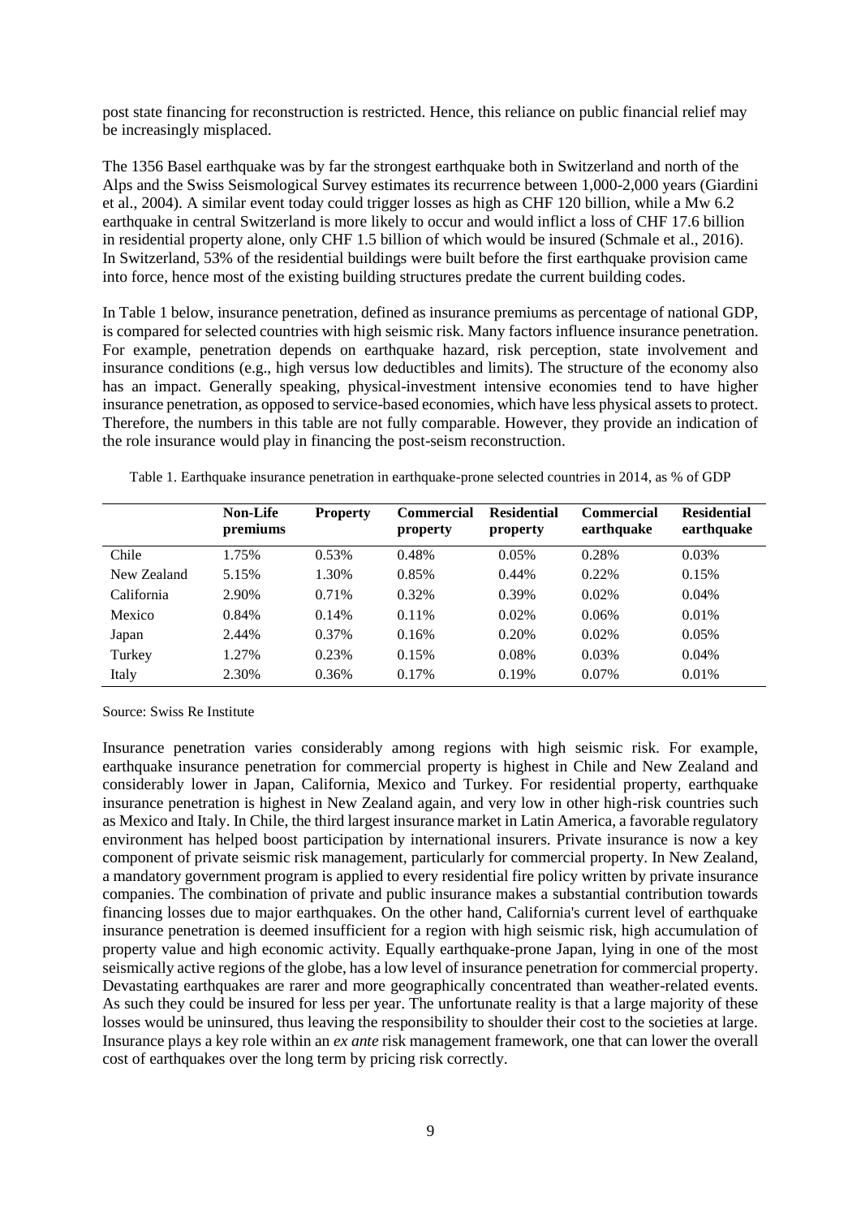post state financing for reconstruction is restricted. Hence, this reliance on public financial relief may be increasingly misplaced.

The 1356 Basel earthquake was by far the strongest earthquake both in Switzerland and north of the Alps and the Swiss Seismological Survey estimates its recurrence between 1,000-2,000 years (Giardini et al., 2004). A similar event today could trigger losses as high as CHF 120 billion, while a Mw 6.2 earthquake in central Switzerland is more likely to occur and would inflict a loss of CHF 17.6 billion in residential property alone, only CHF 1.5 billion of which would be insured (Schmale et al., 2016). In Switzerland, 53% of the residential buildings were built before the first earthquake provision came into force, hence most of the existing building structures predate the current building codes.

In Table 1 below, insurance penetration, defined as insurance premiums as percentage of national GDP, is compared for selected countries with high seismic risk. Many factors influence insurance penetration. For example, penetration depends on earthquake hazard, risk perception, state involvement and insurance conditions (e.g., high versus low deductibles and limits). The structure of the economy also has an impact. Generally speaking, physical-investment intensive economies tend to have higher insurance penetration, as opposed to service-based economies, which have less physical assets to protect. Therefore, the numbers in this table are not fully comparable. However, they provide an indication of the role insurance would play in financing the post-seism reconstruction.

Table 1. Earthquake insurance penetration in earthquake-prone selected countries in 2014, as % of GDP

| | **Non-Life premiums** | **Property** | **Commercial property** | **Residential property** | **Commercial earthquake** | **Residential earthquake** |
|---|---|---|---|---|---|---|
| Chile | 1.75% | 0.53% | 0.48% | 0.05% | 0.28% | 0.03% |
| New Zealand | 5.15% | 1.30% | 0.85% | 0.44% | 0.22% | 0.15% |
| California | 2.90% | 0.71% | 0.32% | 0.39% | 0.02% | 0.04% |
| Mexico | 0.84% | 0.14% | 0.11% | 0.02% | 0.06% | 0.01% |
| Japan | 2.44% | 0.37% | 0.16% | 0.20% | 0.02% | 0.05% |
| Turkey | 1.27% | 0.23% | 0.15% | 0.08% | 0.03% | 0.04% |
| Italy | 2.30% | 0.36% | 0.17% | 0.19% | 0.07% | 0.01% |

Source: Swiss Re Institute

Insurance penetration varies considerably among regions with high seismic risk. For example, earthquake insurance penetration for commercial property is highest in Chile and New Zealand and considerably lower in Japan, California, Mexico and Turkey. For residential property, earthquake insurance penetration is highest in New Zealand again, and very low in other high-risk countries such as Mexico and Italy. In Chile, the third largest insurance market in Latin America, a favorable regulatory environment has helped boost participation by international insurers. Private insurance is now a key component of private seismic risk management, particularly for commercial property. In New Zealand, a mandatory government program is applied to every residential fire policy written by private insurance companies. The combination of private and public insurance makes a substantial contribution towards financing losses due to major earthquakes. On the other hand, California's current level of earthquake insurance penetration is deemed insufficient for a region with high seismic risk, high accumulation of property value and high economic activity. Equally earthquake-prone Japan, lying in one of the most seismically active regions of the globe, has a low level of insurance penetration for commercial property. Devastating earthquakes are rarer and more geographically concentrated than weather-related events. As such they could be insured for less per year. The unfortunate reality is that a large majority of these losses would be uninsured, thus leaving the responsibility to shoulder their cost to the societies at large. Insurance plays a key role within an *ex ante* risk management framework, one that can lower the overall cost of earthquakes over the long term by pricing risk correctly.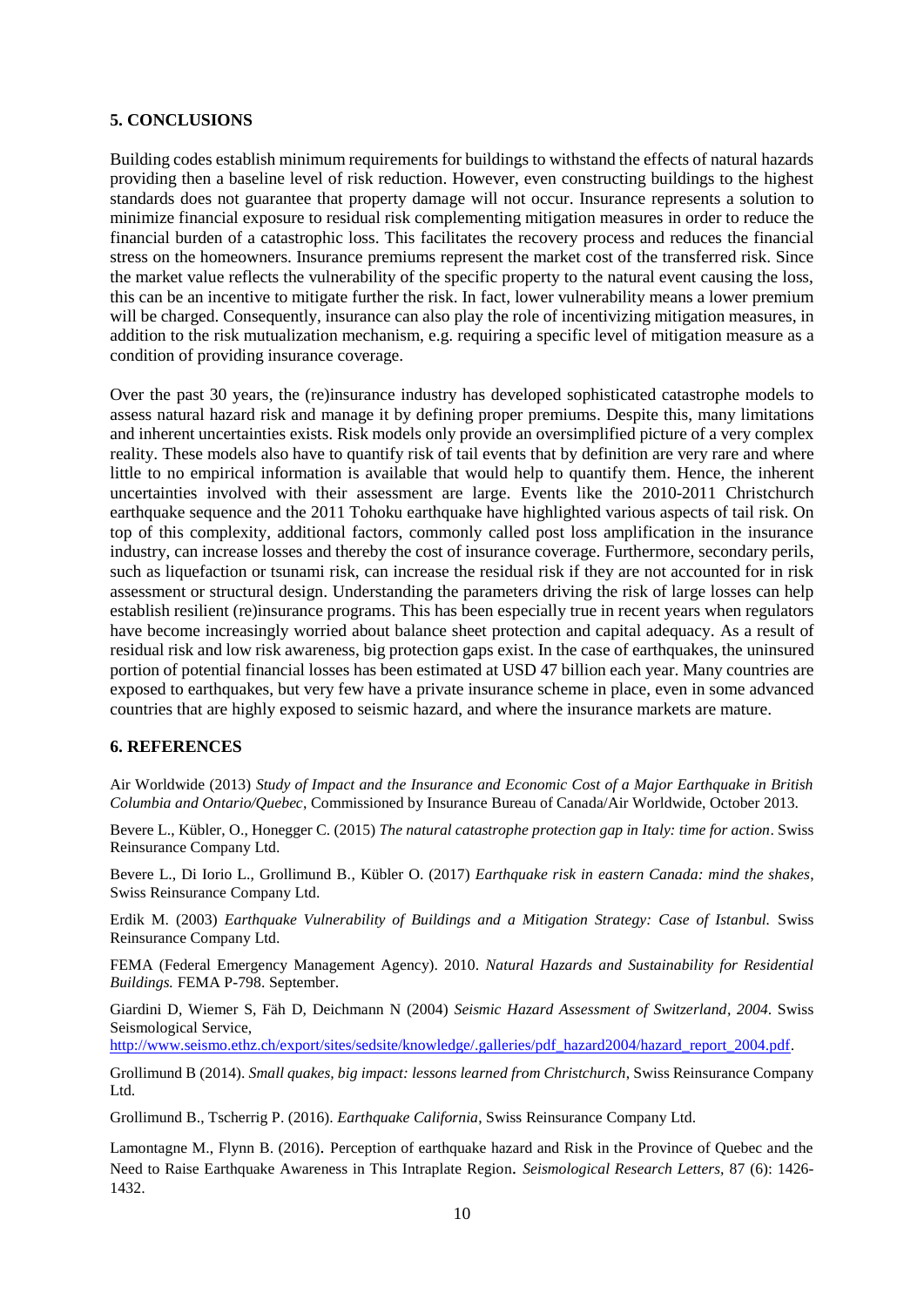## 5. CONCLUSIONS

Building codes establish minimum requirements for buildings to withstand the effects of natural hazards providing then a baseline level of risk reduction. However, even constructing buildings to the highest standards does not guarantee that property damage will not occur. Insurance represents a solution to minimize financial exposure to residual risk complementing mitigation measures in order to reduce the financial burden of a catastrophic loss. This facilitates the recovery process and reduces the financial stress on the homeowners. Insurance premiums represent the market cost of the transferred risk. Since the market value reflects the vulnerability of the specific property to the natural event causing the loss, this can be an incentive to mitigate further the risk. In fact, lower vulnerability means a lower premium will be charged. Consequently, insurance can also play the role of incentivizing mitigation measures, in addition to the risk mutualization mechanism, e.g. requiring a specific level of mitigation measure as a condition of providing insurance coverage.

Over the past 30 years, the (re)insurance industry has developed sophisticated catastrophe models to assess natural hazard risk and manage it by defining proper premiums. Despite this, many limitations and inherent uncertainties exists. Risk models only provide an oversimplified picture of a very complex reality. These models also have to quantify risk of tail events that by definition are very rare and where little to no empirical information is available that would help to quantify them. Hence, the inherent uncertainties involved with their assessment are large. Events like the 2010-2011 Christchurch earthquake sequence and the 2011 Tohoku earthquake have highlighted various aspects of tail risk. On top of this complexity, additional factors, commonly called post loss amplification in the insurance industry, can increase losses and thereby the cost of insurance coverage. Furthermore, secondary perils, such as liquefaction or tsunami risk, can increase the residual risk if they are not accounted for in risk assessment or structural design. Understanding the parameters driving the risk of large losses can help establish resilient (re)insurance programs. This has been especially true in recent years when regulators have become increasingly worried about balance sheet protection and capital adequacy. As a result of residual risk and low risk awareness, big protection gaps exist. In the case of earthquakes, the uninsured portion of potential financial losses has been estimated at USD 47 billion each year. Many countries are exposed to earthquakes, but very few have a private insurance scheme in place, even in some advanced countries that are highly exposed to seismic hazard, and where the insurance markets are mature.

## 6. REFERENCES

Air Worldwide (2013) *Study of Impact and the Insurance and Economic Cost of a Major Earthquake in British Columbia and Ontario/Quebec*, Commissioned by Insurance Bureau of Canada/Air Worldwide, October 2013.

Bevere L., Kübler, O., Honegger C. (2015) *The natural catastrophe protection gap in Italy: time for action*. Swiss Reinsurance Company Ltd.

Bevere L., Di Iorio L., Grollimund B., Kübler O. (2017) *Earthquake risk in eastern Canada: mind the shakes*, Swiss Reinsurance Company Ltd.

Erdik M. (2003) *Earthquake Vulnerability of Buildings and a Mitigation Strategy: Case of Istanbul.* Swiss Reinsurance Company Ltd.

FEMA (Federal Emergency Management Agency). 2010. *Natural Hazards and Sustainability for Residential Buildings.* FEMA P-798. September.

Giardini D, Wiemer S, Fäh D, Deichmann N (2004) *Seismic Hazard Assessment of Switzerland, 2004*. Swiss Seismological Service, http://www.seismo.ethz.ch/export/sites/sedsite/knowledge/.galleries/pdf_hazard2004/hazard_report_2004.pdf.

Grollimund B (2014). *Small quakes, big impact: lessons learned from Christchurch*, Swiss Reinsurance Company Ltd.

Grollimund B., Tscherrig P. (2016). *Earthquake California*, Swiss Reinsurance Company Ltd.

Lamontagne M., Flynn B. (2016). Perception of earthquake hazard and Risk in the Province of Quebec and the Need to Raise Earthquake Awareness in This Intraplate Region. *Seismological Research Letters,* 87 (6): 1426-1432.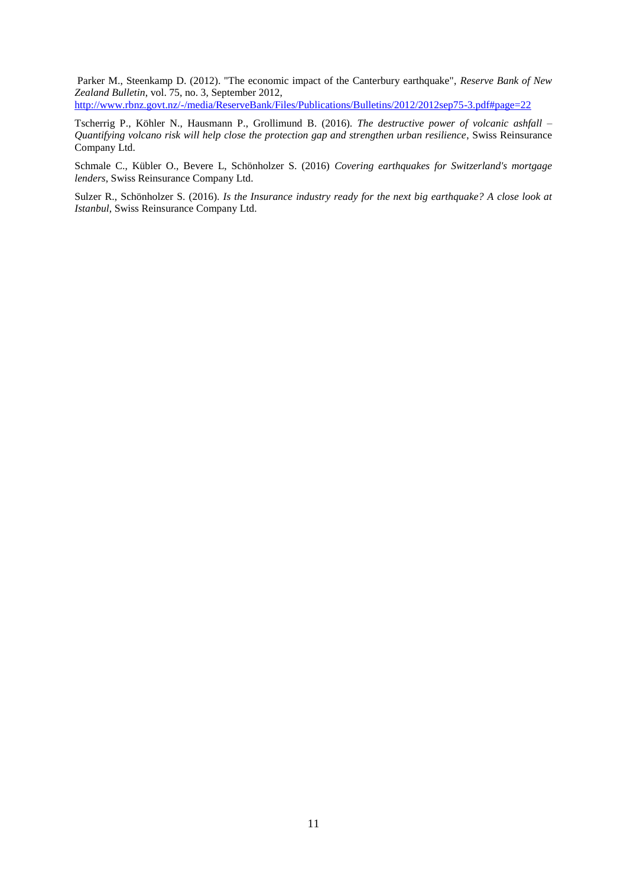Parker M., Steenkamp D. (2012). "The economic impact of the Canterbury earthquake", *Reserve Bank of New Zealand Bulletin*, vol. 75, no. 3, September 2012, http://www.rbnz.govt.nz/-/media/ReserveBank/Files/Publications/Bulletins/2012/2012sep75-3.pdf#page=22

Tscherrig P., Köhler N., Hausmann P., Grollimund B. (2016). *The destructive power of volcanic ashfall – Quantifying volcano risk will help close the protection gap and strengthen urban resilience*, Swiss Reinsurance Company Ltd.

Schmale C., Kübler O., Bevere L, Schönholzer S. (2016) *Covering earthquakes for Switzerland's mortgage lenders*, Swiss Reinsurance Company Ltd.

Sulzer R., Schönholzer S. (2016). *Is the Insurance industry ready for the next big earthquake? A close look at Istanbul*, Swiss Reinsurance Company Ltd.